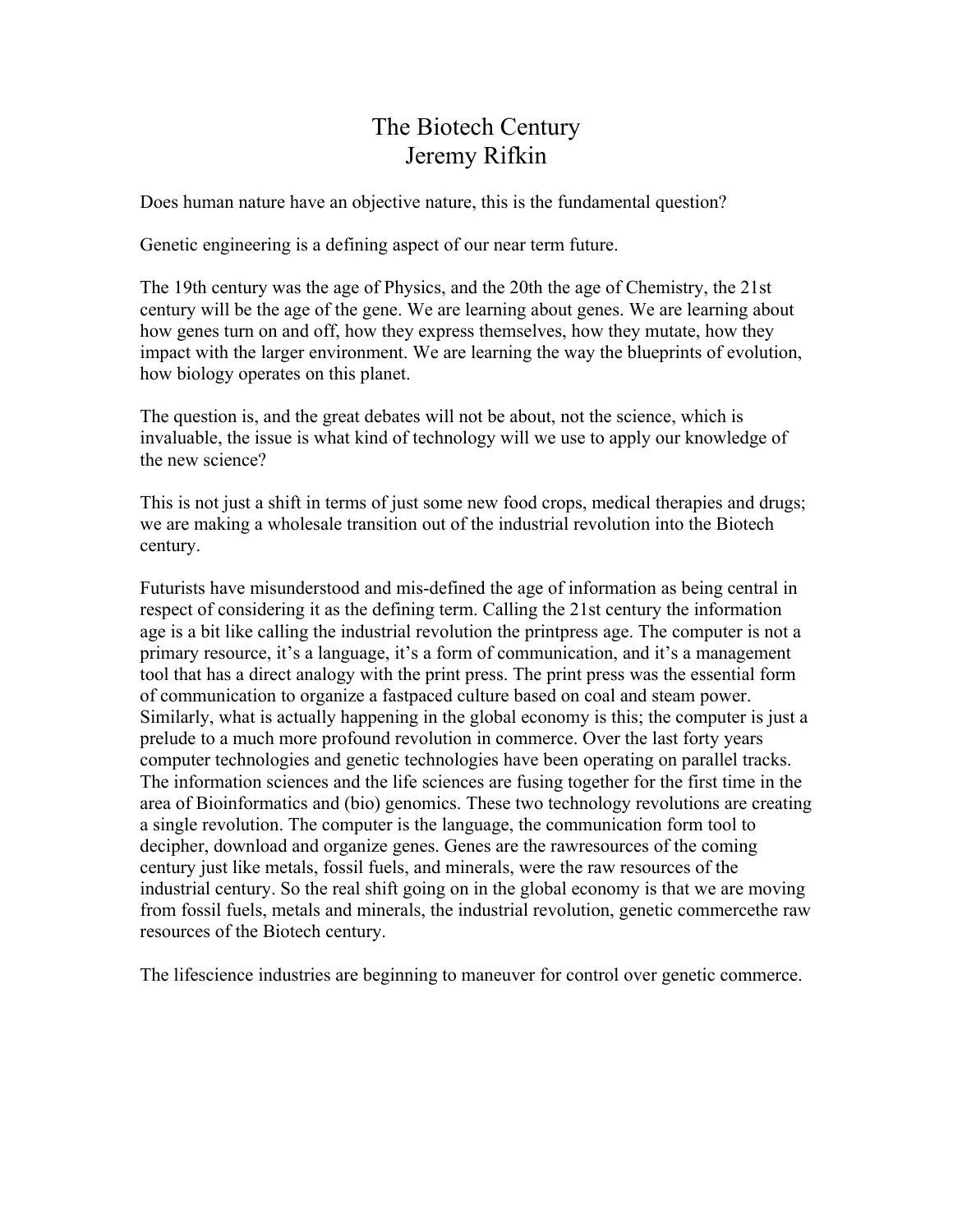# The Biotech Century
## Jeremy Rifkin

Does human nature have an objective nature, this is the fundamental question?

Genetic engineering is a defining aspect of our near term future.

The 19th century was the age of Physics, and the 20th the age of Chemistry, the 21st century will be the age of the gene. We are learning about genes. We are learning about how genes turn on and off, how they express themselves, how they mutate, how they impact with the larger environment. We are learning the way the blueprints of evolution, how biology operates on this planet.

The question is, and the great debates will not be about, not the science, which is invaluable, the issue is what kind of technology will we use to apply our knowledge of the new science?

This is not just a shift in terms of just some new food crops, medical therapies and drugs; we are making a wholesale transition out of the industrial revolution into the Biotech century.

Futurists have misunderstood and mis-defined the age of information as being central in respect of considering it as the defining term. Calling the 21st century the information age is a bit like calling the industrial revolution the printpress age. The computer is not a primary resource, it's a language, it's a form of communication, and it's a management tool that has a direct analogy with the print press. The print press was the essential form of communication to organize a fastpaced culture based on coal and steam power. Similarly, what is actually happening in the global economy is this; the computer is just a prelude to a much more profound revolution in commerce. Over the last forty years computer technologies and genetic technologies have been operating on parallel tracks. The information sciences and the life sciences are fusing together for the first time in the area of Bioinformatics and (bio) genomics. These two technology revolutions are creating a single revolution. The computer is the language, the communication form tool to decipher, download and organize genes. Genes are the rawresources of the coming century just like metals, fossil fuels, and minerals, were the raw resources of the industrial century. So the real shift going on in the global economy is that we are moving from fossil fuels, metals and minerals, the industrial revolution, genetic commercethe raw resources of the Biotech century.

The lifescience industries are beginning to maneuver for control over genetic commerce.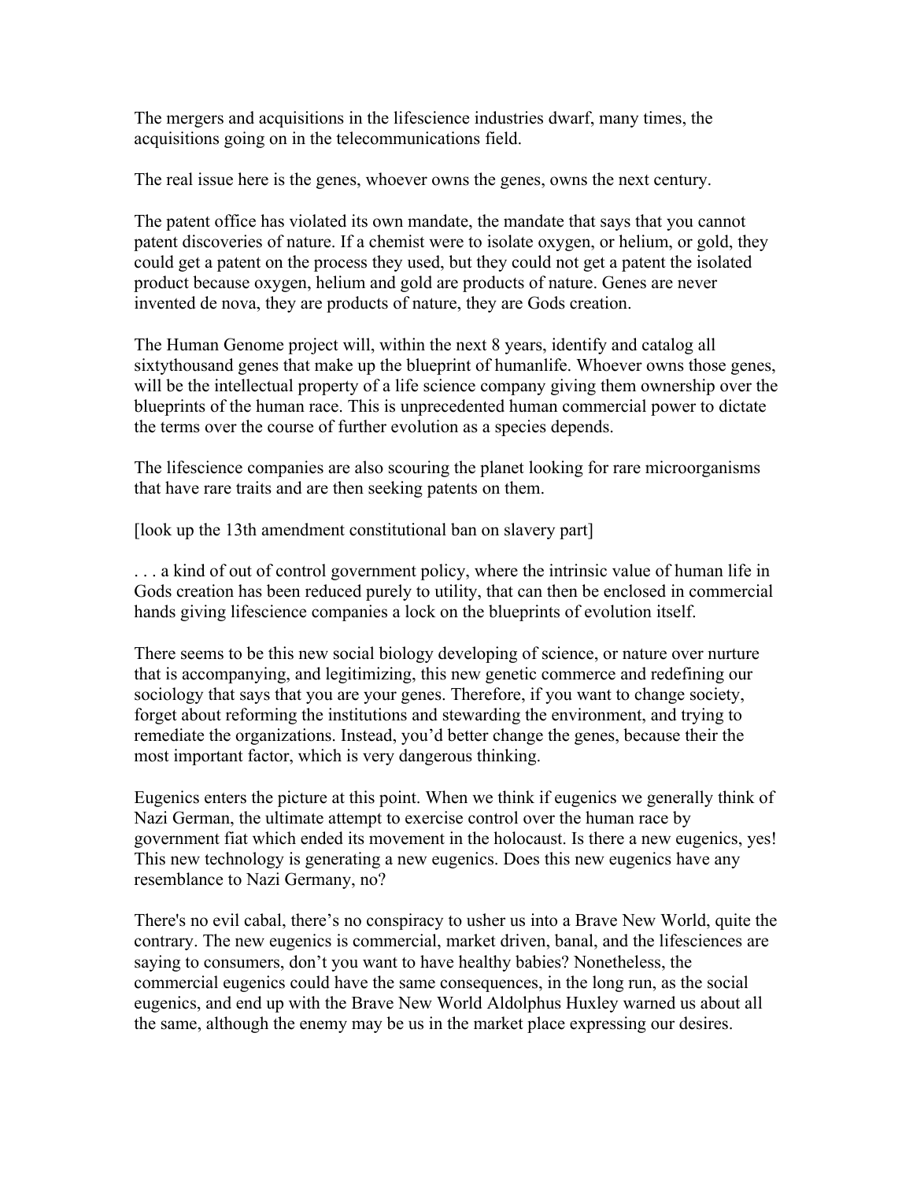The mergers and acquisitions in the lifescience industries dwarf, many times, the acquisitions going on in the telecommunications field.

The real issue here is the genes, whoever owns the genes, owns the next century.

The patent office has violated its own mandate, the mandate that says that you cannot patent discoveries of nature. If a chemist were to isolate oxygen, or helium, or gold, they could get a patent on the process they used, but they could not get a patent the isolated product because oxygen, helium and gold are products of nature. Genes are never invented de nova, they are products of nature, they are Gods creation.

The Human Genome project will, within the next 8 years, identify and catalog all sixtythousand genes that make up the blueprint of humanlife. Whoever owns those genes, will be the intellectual property of a life science company giving them ownership over the blueprints of the human race. This is unprecedented human commercial power to dictate the terms over the course of further evolution as a species depends.

The lifescience companies are also scouring the planet looking for rare microorganisms that have rare traits and are then seeking patents on them.

[look up the 13th amendment constitutional ban on slavery part]

. . . a kind of out of control government policy, where the intrinsic value of human life in Gods creation has been reduced purely to utility, that can then be enclosed in commercial hands giving lifescience companies a lock on the blueprints of evolution itself.

There seems to be this new social biology developing of science, or nature over nurture that is accompanying, and legitimizing, this new genetic commerce and redefining our sociology that says that you are your genes. Therefore, if you want to change society, forget about reforming the institutions and stewarding the environment, and trying to remediate the organizations. Instead, you'd better change the genes, because their the most important factor, which is very dangerous thinking.

Eugenics enters the picture at this point. When we think if eugenics we generally think of Nazi German, the ultimate attempt to exercise control over the human race by government fiat which ended its movement in the holocaust. Is there a new eugenics, yes! This new technology is generating a new eugenics. Does this new eugenics have any resemblance to Nazi Germany, no?

There's no evil cabal, there's no conspiracy to usher us into a Brave New World, quite the contrary. The new eugenics is commercial, market driven, banal, and the lifesciences are saying to consumers, don't you want to have healthy babies? Nonetheless, the commercial eugenics could have the same consequences, in the long run, as the social eugenics, and end up with the Brave New World Aldolphus Huxley warned us about all the same, although the enemy may be us in the market place expressing our desires.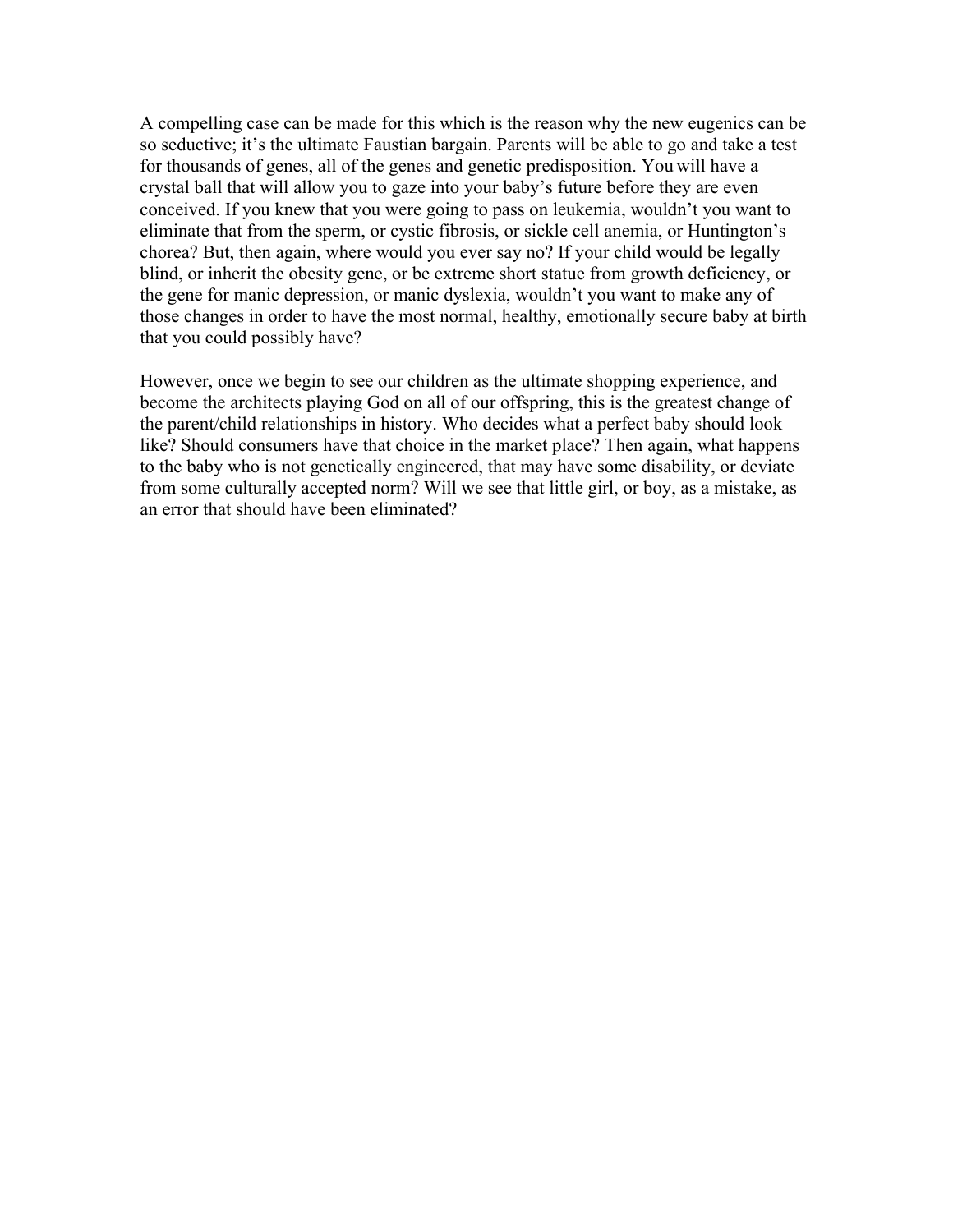A compelling case can be made for this which is the reason why the new eugenics can be so seductive; it's the ultimate Faustian bargain. Parents will be able to go and take a test for thousands of genes, all of the genes and genetic predisposition. You will have a crystal ball that will allow you to gaze into your baby's future before they are even conceived. If you knew that you were going to pass on leukemia, wouldn't you want to eliminate that from the sperm, or cystic fibrosis, or sickle cell anemia, or Huntington's chorea? But, then again, where would you ever say no? If your child would be legally blind, or inherit the obesity gene, or be extreme short statue from growth deficiency, or the gene for manic depression, or manic dyslexia, wouldn't you want to make any of those changes in order to have the most normal, healthy, emotionally secure baby at birth that you could possibly have?

However, once we begin to see our children as the ultimate shopping experience, and become the architects playing God on all of our offspring, this is the greatest change of the parent/child relationships in history. Who decides what a perfect baby should look like? Should consumers have that choice in the market place? Then again, what happens to the baby who is not genetically engineered, that may have some disability, or deviate from some culturally accepted norm? Will we see that little girl, or boy, as a mistake, as an error that should have been eliminated?